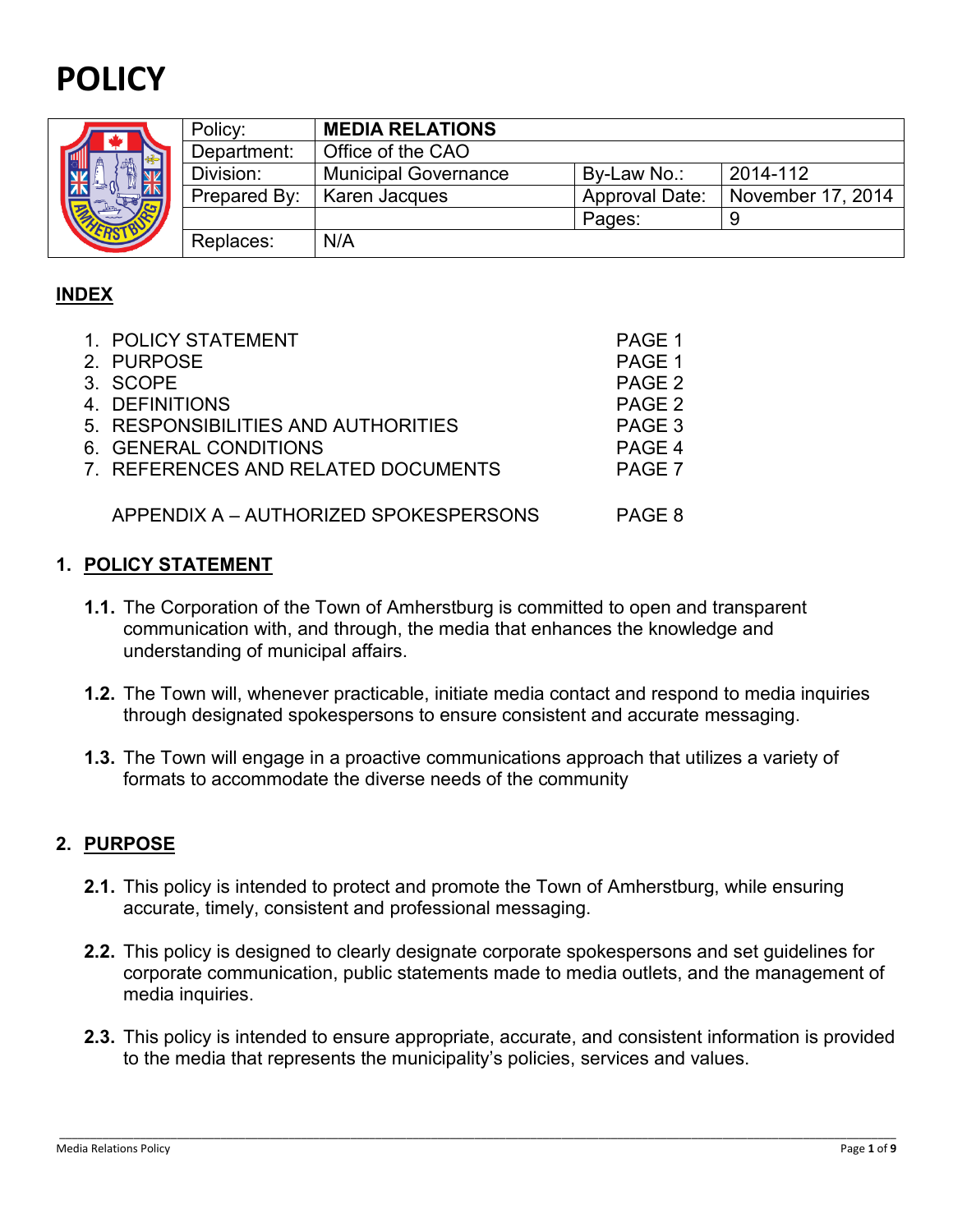# POLICY

| Policy: | **MEDIA RELATIONS** | | |
|---|---|---|---|
| Department: | Office of the CAO | | |
| Division: | Municipal Governance | By-Law No.: | 2014-112 |
| Prepared By: | Karen Jacques | Approval Date: | November 17, 2014 |
| | | Pages: | 9 |
| Replaces: | N/A | | |

## INDEX

1. POLICY STATEMENT — PAGE 1
2. PURPOSE — PAGE 1
3. SCOPE — PAGE 2
4. DEFINITIONS — PAGE 2
5. RESPONSIBILITIES AND AUTHORITIES — PAGE 3
6. GENERAL CONDITIONS — PAGE 4
7. REFERENCES AND RELATED DOCUMENTS — PAGE 7

APPENDIX A – AUTHORIZED SPOKESPERSONS — PAGE 8

## 1. POLICY STATEMENT

**1.1.** The Corporation of the Town of Amherstburg is committed to open and transparent communication with, and through, the media that enhances the knowledge and understanding of municipal affairs.

**1.2.** The Town will, whenever practicable, initiate media contact and respond to media inquiries through designated spokespersons to ensure consistent and accurate messaging.

**1.3.** The Town will engage in a proactive communications approach that utilizes a variety of formats to accommodate the diverse needs of the community

## 2. PURPOSE

**2.1.** This policy is intended to protect and promote the Town of Amherstburg, while ensuring accurate, timely, consistent and professional messaging.

**2.2.** This policy is designed to clearly designate corporate spokespersons and set guidelines for corporate communication, public statements made to media outlets, and the management of media inquiries.

**2.3.** This policy is intended to ensure appropriate, accurate, and consistent information is provided to the media that represents the municipality's policies, services and values.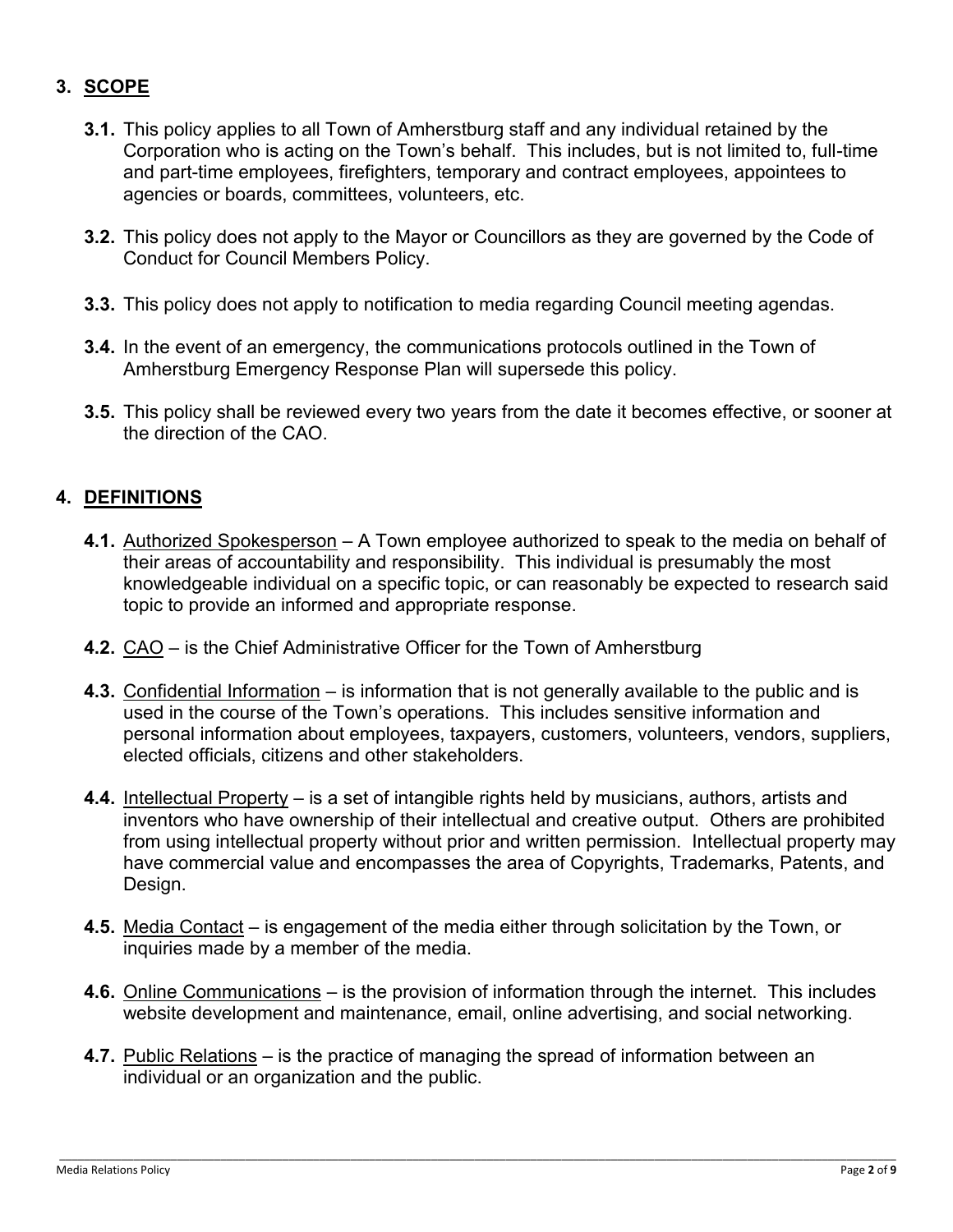## 3. SCOPE

**3.1.** This policy applies to all Town of Amherstburg staff and any individual retained by the Corporation who is acting on the Town's behalf. This includes, but is not limited to, full-time and part-time employees, firefighters, temporary and contract employees, appointees to agencies or boards, committees, volunteers, etc.

**3.2.** This policy does not apply to the Mayor or Councillors as they are governed by the Code of Conduct for Council Members Policy.

**3.3.** This policy does not apply to notification to media regarding Council meeting agendas.

**3.4.** In the event of an emergency, the communications protocols outlined in the Town of Amherstburg Emergency Response Plan will supersede this policy.

**3.5.** This policy shall be reviewed every two years from the date it becomes effective, or sooner at the direction of the CAO.

## 4. DEFINITIONS

**4.1.** Authorized Spokesperson – A Town employee authorized to speak to the media on behalf of their areas of accountability and responsibility. This individual is presumably the most knowledgeable individual on a specific topic, or can reasonably be expected to research said topic to provide an informed and appropriate response.

**4.2.** CAO – is the Chief Administrative Officer for the Town of Amherstburg

**4.3.** Confidential Information – is information that is not generally available to the public and is used in the course of the Town's operations. This includes sensitive information and personal information about employees, taxpayers, customers, volunteers, vendors, suppliers, elected officials, citizens and other stakeholders.

**4.4.** Intellectual Property – is a set of intangible rights held by musicians, authors, artists and inventors who have ownership of their intellectual and creative output. Others are prohibited from using intellectual property without prior and written permission. Intellectual property may have commercial value and encompasses the area of Copyrights, Trademarks, Patents, and Design.

**4.5.** Media Contact – is engagement of the media either through solicitation by the Town, or inquiries made by a member of the media.

**4.6.** Online Communications – is the provision of information through the internet. This includes website development and maintenance, email, online advertising, and social networking.

**4.7.** Public Relations – is the practice of managing the spread of information between an individual or an organization and the public.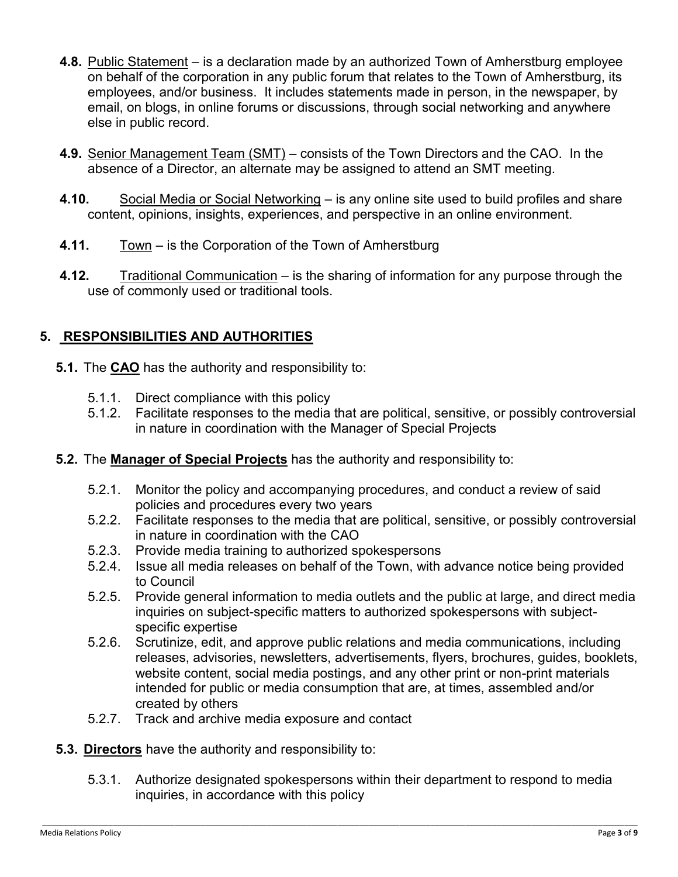**4.8.** Public Statement – is a declaration made by an authorized Town of Amherstburg employee on behalf of the corporation in any public forum that relates to the Town of Amherstburg, its employees, and/or business. It includes statements made in person, in the newspaper, by email, on blogs, in online forums or discussions, through social networking and anywhere else in public record.

**4.9.** Senior Management Team (SMT) – consists of the Town Directors and the CAO. In the absence of a Director, an alternate may be assigned to attend an SMT meeting.

**4.10.** Social Media or Social Networking – is any online site used to build profiles and share content, opinions, insights, experiences, and perspective in an online environment.

**4.11.** Town – is the Corporation of the Town of Amherstburg

**4.12.** Traditional Communication – is the sharing of information for any purpose through the use of commonly used or traditional tools.

## 5. RESPONSIBILITIES AND AUTHORITIES

**5.1.** The **CAO** has the authority and responsibility to:

- 5.1.1. Direct compliance with this policy
- 5.1.2. Facilitate responses to the media that are political, sensitive, or possibly controversial in nature in coordination with the Manager of Special Projects

**5.2.** The **Manager of Special Projects** has the authority and responsibility to:

- 5.2.1. Monitor the policy and accompanying procedures, and conduct a review of said policies and procedures every two years
- 5.2.2. Facilitate responses to the media that are political, sensitive, or possibly controversial in nature in coordination with the CAO
- 5.2.3. Provide media training to authorized spokespersons
- 5.2.4. Issue all media releases on behalf of the Town, with advance notice being provided to Council
- 5.2.5. Provide general information to media outlets and the public at large, and direct media inquiries on subject-specific matters to authorized spokespersons with subject-specific expertise
- 5.2.6. Scrutinize, edit, and approve public relations and media communications, including releases, advisories, newsletters, advertisements, flyers, brochures, guides, booklets, website content, social media postings, and any other print or non-print materials intended for public or media consumption that are, at times, assembled and/or created by others
- 5.2.7. Track and archive media exposure and contact

**5.3.** **Directors** have the authority and responsibility to:

- 5.3.1. Authorize designated spokespersons within their department to respond to media inquiries, in accordance with this policy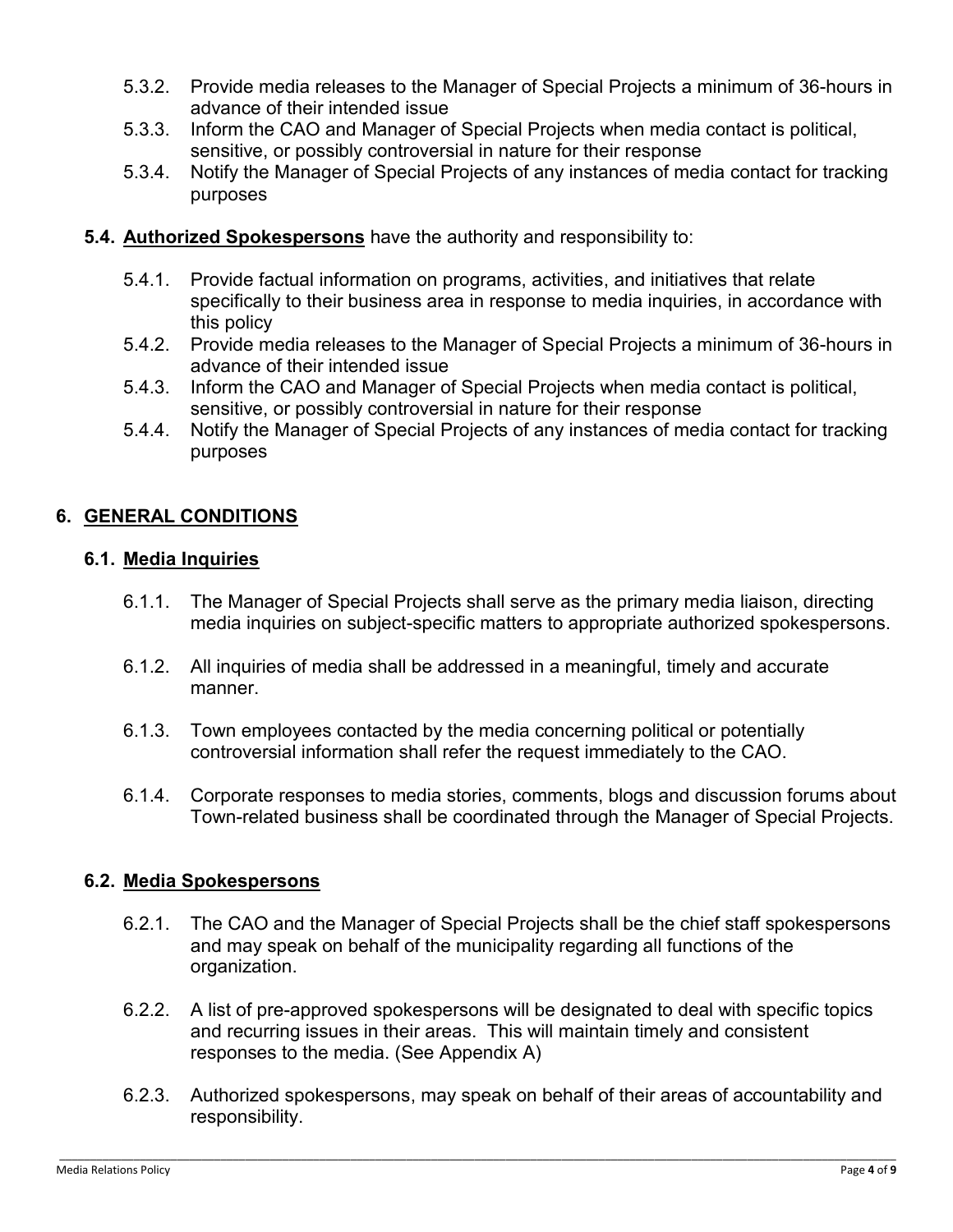5.3.2. Provide media releases to the Manager of Special Projects a minimum of 36-hours in advance of their intended issue

5.3.3. Inform the CAO and Manager of Special Projects when media contact is political, sensitive, or possibly controversial in nature for their response

5.3.4. Notify the Manager of Special Projects of any instances of media contact for tracking purposes

**5.4. <u>Authorized Spokespersons</u>** have the authority and responsibility to:

5.4.1. Provide factual information on programs, activities, and initiatives that relate specifically to their business area in response to media inquiries, in accordance with this policy

5.4.2. Provide media releases to the Manager of Special Projects a minimum of 36-hours in advance of their intended issue

5.4.3. Inform the CAO and Manager of Special Projects when media contact is political, sensitive, or possibly controversial in nature for their response

5.4.4. Notify the Manager of Special Projects of any instances of media contact for tracking purposes

## 6. GENERAL CONDITIONS

### 6.1. Media Inquiries

6.1.1. The Manager of Special Projects shall serve as the primary media liaison, directing media inquiries on subject-specific matters to appropriate authorized spokespersons.

6.1.2. All inquiries of media shall be addressed in a meaningful, timely and accurate manner.

6.1.3. Town employees contacted by the media concerning political or potentially controversial information shall refer the request immediately to the CAO.

6.1.4. Corporate responses to media stories, comments, blogs and discussion forums about Town-related business shall be coordinated through the Manager of Special Projects.

### 6.2. Media Spokespersons

6.2.1. The CAO and the Manager of Special Projects shall be the chief staff spokespersons and may speak on behalf of the municipality regarding all functions of the organization.

6.2.2. A list of pre-approved spokespersons will be designated to deal with specific topics and recurring issues in their areas. This will maintain timely and consistent responses to the media. (See Appendix A)

6.2.3. Authorized spokespersons, may speak on behalf of their areas of accountability and responsibility.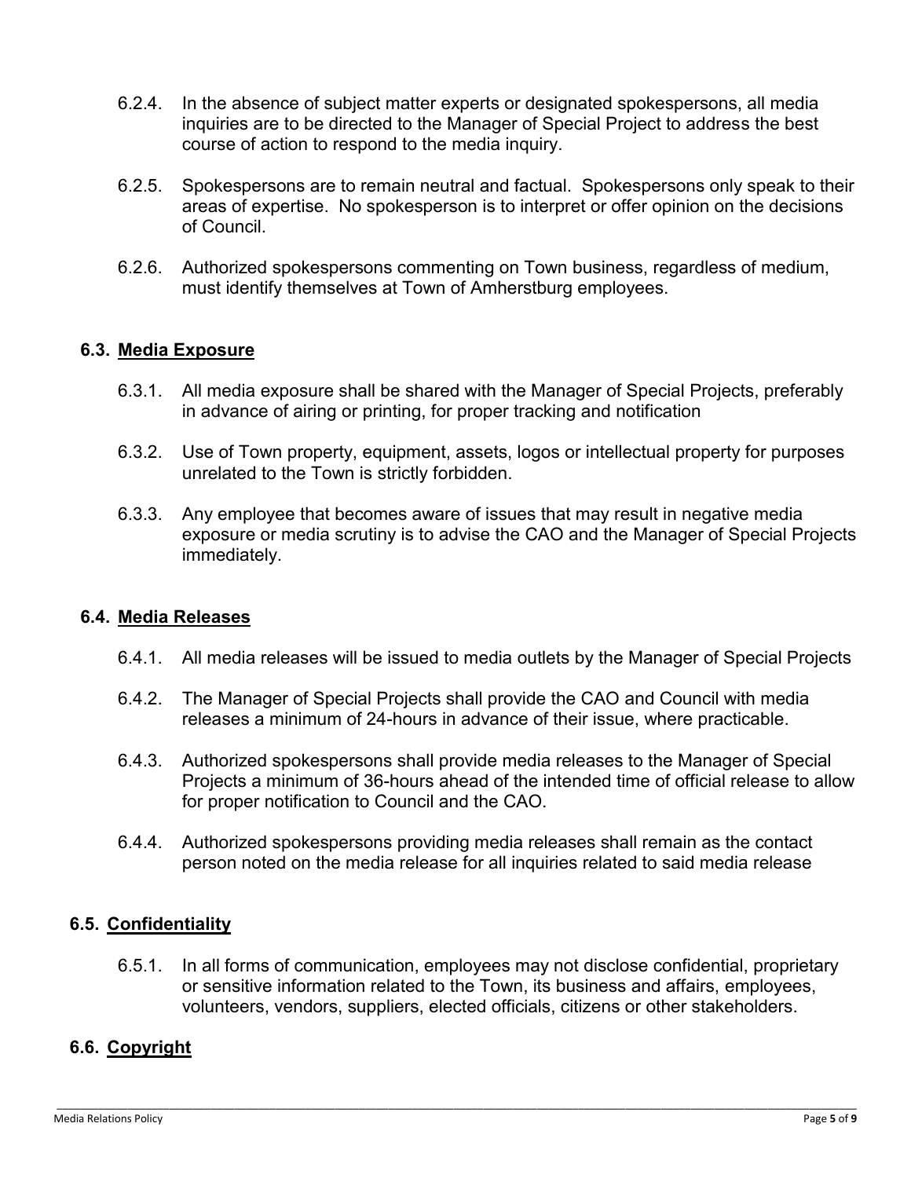6.2.4. In the absence of subject matter experts or designated spokespersons, all media inquiries are to be directed to the Manager of Special Project to address the best course of action to respond to the media inquiry.

6.2.5. Spokespersons are to remain neutral and factual. Spokespersons only speak to their areas of expertise. No spokesperson is to interpret or offer opinion on the decisions of Council.

6.2.6. Authorized spokespersons commenting on Town business, regardless of medium, must identify themselves at Town of Amherstburg employees.

### 6.3. Media Exposure

6.3.1. All media exposure shall be shared with the Manager of Special Projects, preferably in advance of airing or printing, for proper tracking and notification

6.3.2. Use of Town property, equipment, assets, logos or intellectual property for purposes unrelated to the Town is strictly forbidden.

6.3.3. Any employee that becomes aware of issues that may result in negative media exposure or media scrutiny is to advise the CAO and the Manager of Special Projects immediately.

### 6.4. Media Releases

6.4.1. All media releases will be issued to media outlets by the Manager of Special Projects

6.4.2. The Manager of Special Projects shall provide the CAO and Council with media releases a minimum of 24-hours in advance of their issue, where practicable.

6.4.3. Authorized spokespersons shall provide media releases to the Manager of Special Projects a minimum of 36-hours ahead of the intended time of official release to allow for proper notification to Council and the CAO.

6.4.4. Authorized spokespersons providing media releases shall remain as the contact person noted on the media release for all inquiries related to said media release

### 6.5. Confidentiality

6.5.1. In all forms of communication, employees may not disclose confidential, proprietary or sensitive information related to the Town, its business and affairs, employees, volunteers, vendors, suppliers, elected officials, citizens or other stakeholders.

### 6.6. Copyright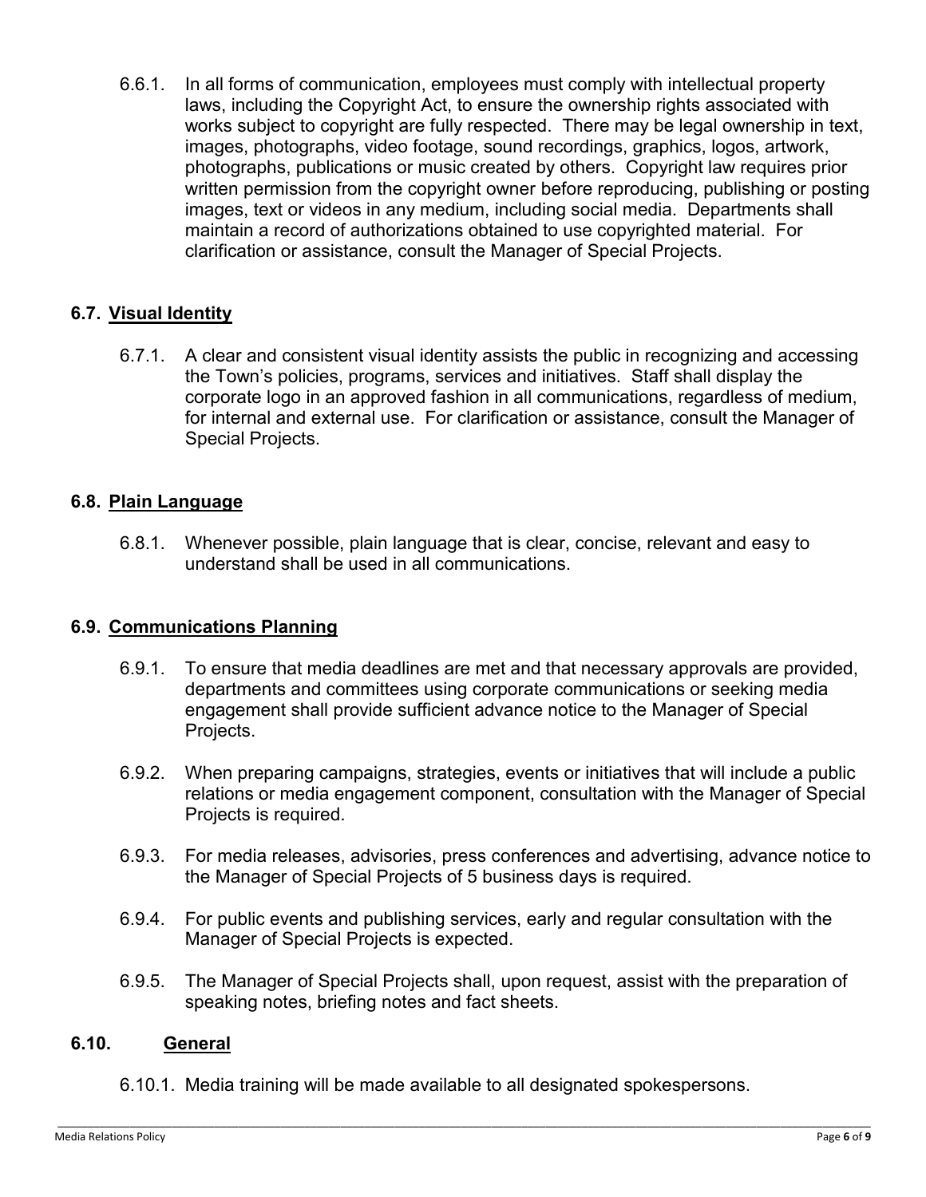6.6.1. In all forms of communication, employees must comply with intellectual property laws, including the Copyright Act, to ensure the ownership rights associated with works subject to copyright are fully respected. There may be legal ownership in text, images, photographs, video footage, sound recordings, graphics, logos, artwork, photographs, publications or music created by others. Copyright law requires prior written permission from the copyright owner before reproducing, publishing or posting images, text or videos in any medium, including social media. Departments shall maintain a record of authorizations obtained to use copyrighted material. For clarification or assistance, consult the Manager of Special Projects.

## 6.7. Visual Identity

6.7.1. A clear and consistent visual identity assists the public in recognizing and accessing the Town's policies, programs, services and initiatives. Staff shall display the corporate logo in an approved fashion in all communications, regardless of medium, for internal and external use. For clarification or assistance, consult the Manager of Special Projects.

## 6.8. Plain Language

6.8.1. Whenever possible, plain language that is clear, concise, relevant and easy to understand shall be used in all communications.

## 6.9. Communications Planning

6.9.1. To ensure that media deadlines are met and that necessary approvals are provided, departments and committees using corporate communications or seeking media engagement shall provide sufficient advance notice to the Manager of Special Projects.

6.9.2. When preparing campaigns, strategies, events or initiatives that will include a public relations or media engagement component, consultation with the Manager of Special Projects is required.

6.9.3. For media releases, advisories, press conferences and advertising, advance notice to the Manager of Special Projects of 5 business days is required.

6.9.4. For public events and publishing services, early and regular consultation with the Manager of Special Projects is expected.

6.9.5. The Manager of Special Projects shall, upon request, assist with the preparation of speaking notes, briefing notes and fact sheets.

## 6.10. General

6.10.1. Media training will be made available to all designated spokespersons.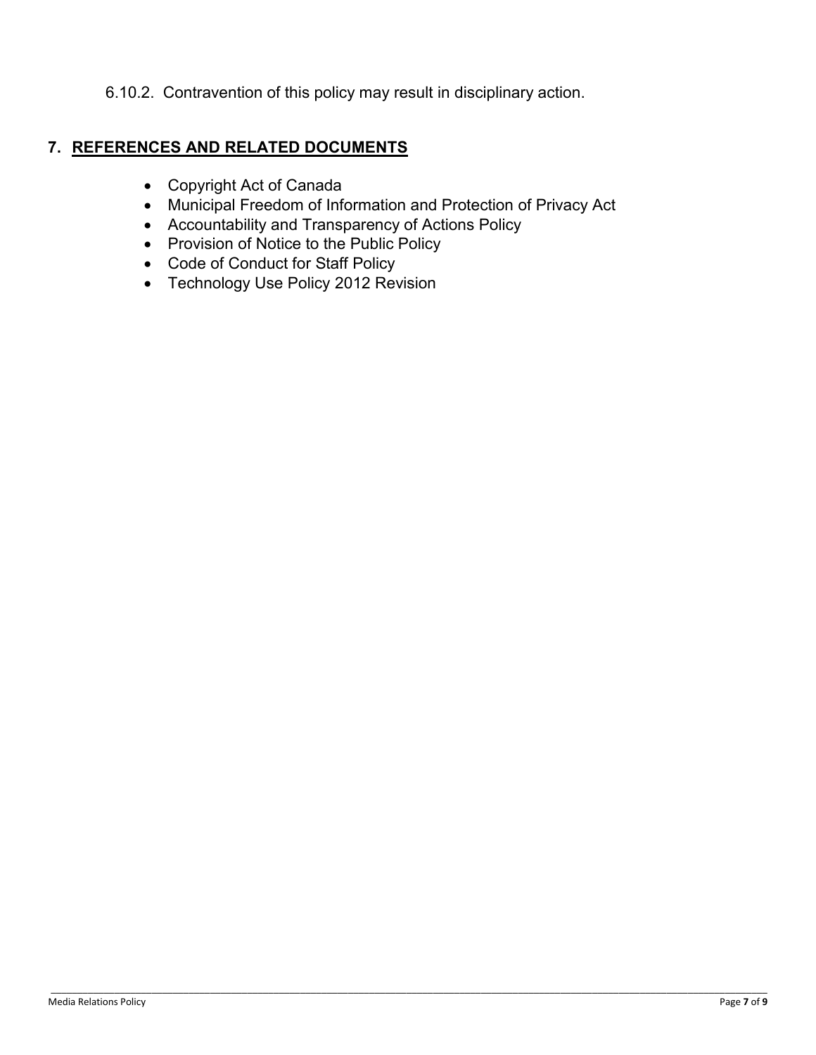6.10.2. Contravention of this policy may result in disciplinary action.

## 7. REFERENCES AND RELATED DOCUMENTS

- Copyright Act of Canada
- Municipal Freedom of Information and Protection of Privacy Act
- Accountability and Transparency of Actions Policy
- Provision of Notice to the Public Policy
- Code of Conduct for Staff Policy
- Technology Use Policy 2012 Revision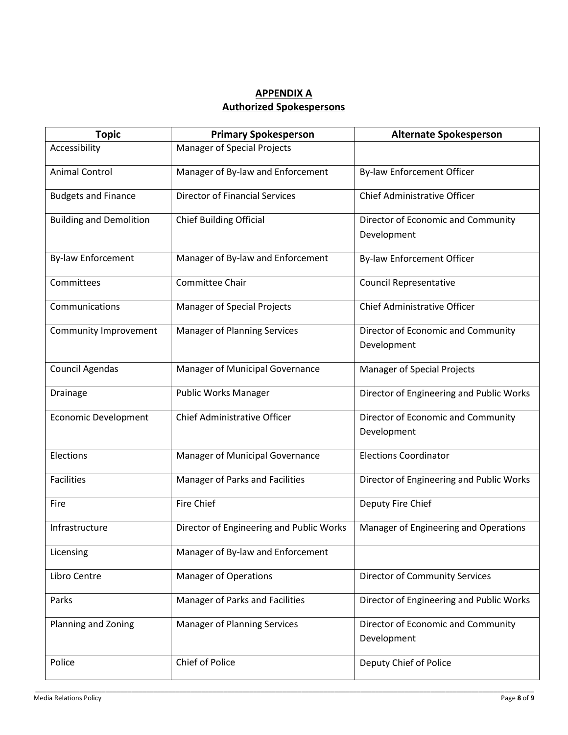**APPENDIX A**
**Authorized Spokespersons**

| Topic | Primary Spokesperson | Alternate Spokesperson |
|---|---|---|
| Accessibility | Manager of Special Projects | |
| Animal Control | Manager of By-law and Enforcement | By-law Enforcement Officer |
| Budgets and Finance | Director of Financial Services | Chief Administrative Officer |
| Building and Demolition | Chief Building Official | Director of Economic and Community Development |
| By-law Enforcement | Manager of By-law and Enforcement | By-law Enforcement Officer |
| Committees | Committee Chair | Council Representative |
| Communications | Manager of Special Projects | Chief Administrative Officer |
| Community Improvement | Manager of Planning Services | Director of Economic and Community Development |
| Council Agendas | Manager of Municipal Governance | Manager of Special Projects |
| Drainage | Public Works Manager | Director of Engineering and Public Works |
| Economic Development | Chief Administrative Officer | Director of Economic and Community Development |
| Elections | Manager of Municipal Governance | Elections Coordinator |
| Facilities | Manager of Parks and Facilities | Director of Engineering and Public Works |
| Fire | Fire Chief | Deputy Fire Chief |
| Infrastructure | Director of Engineering and Public Works | Manager of Engineering and Operations |
| Licensing | Manager of By-law and Enforcement | |
| Libro Centre | Manager of Operations | Director of Community Services |
| Parks | Manager of Parks and Facilities | Director of Engineering and Public Works |
| Planning and Zoning | Manager of Planning Services | Director of Economic and Community Development |
| Police | Chief of Police | Deputy Chief of Police |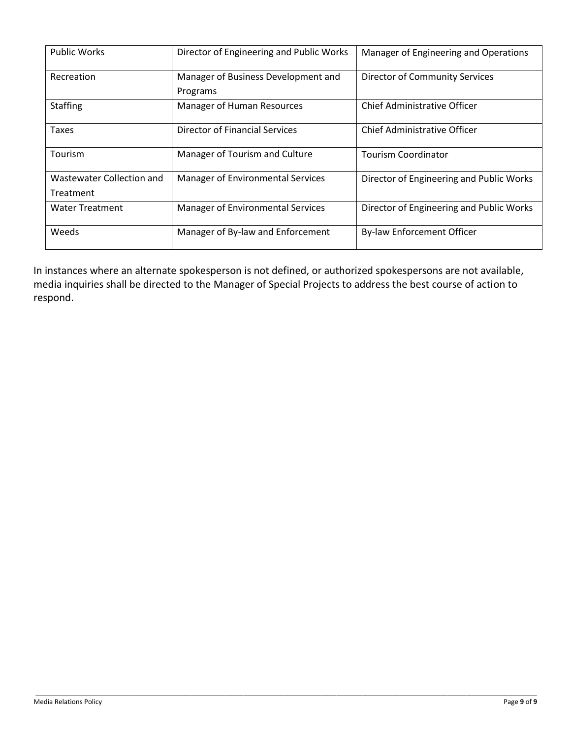| | | |
|---|---|---|
| Public Works | Director of Engineering and Public Works | Manager of Engineering and Operations |
| Recreation | Manager of Business Development and Programs | Director of Community Services |
| Staffing | Manager of Human Resources | Chief Administrative Officer |
| Taxes | Director of Financial Services | Chief Administrative Officer |
| Tourism | Manager of Tourism and Culture | Tourism Coordinator |
| Wastewater Collection and Treatment | Manager of Environmental Services | Director of Engineering and Public Works |
| Water Treatment | Manager of Environmental Services | Director of Engineering and Public Works |
| Weeds | Manager of By-law and Enforcement | By-law Enforcement Officer |

In instances where an alternate spokesperson is not defined, or authorized spokespersons are not available, media inquiries shall be directed to the Manager of Special Projects to address the best course of action to respond.